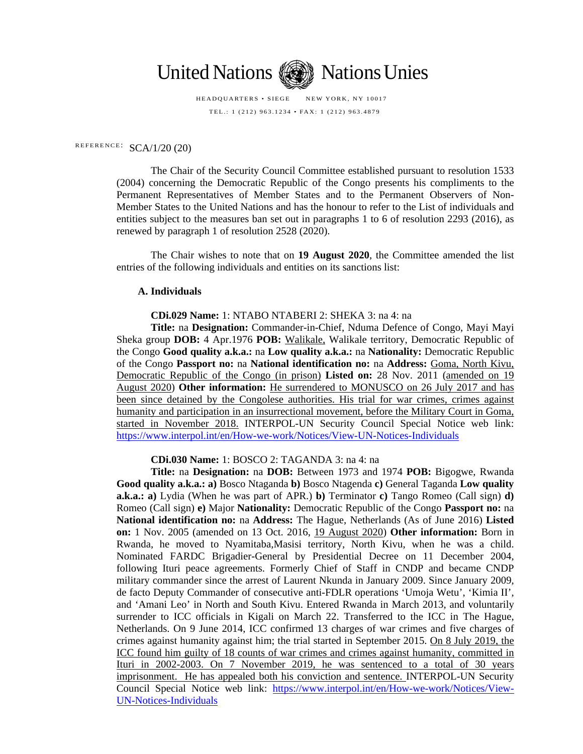United Nations Nations Unies

HEADQUARTERS • SIEGE NEW YORK, NY 10017

TEL.: 1 (212) 963.1234 • FAX: 1 (212) 963.4879

REFERENCE: SCA/1/20 (20)

The Chair of the Security Council Committee established pursuant to resolution 1533 (2004) concerning the Democratic Republic of the Congo presents his compliments to the Permanent Representatives of Member States and to the Permanent Observers of Non-Member States to the United Nations and has the honour to refer to the List of individuals and entities subject to the measures ban set out in paragraphs 1 to 6 of resolution 2293 (2016), as renewed by paragraph 1 of resolution 2528 (2020).

The Chair wishes to note that on **19 August 2020**, the Committee amended the list entries of the following individuals and entities on its sanctions list:

**A. Individuals**

**CDi.029 Name:** 1: NTABO NTABERI 2: SHEKA 3: na 4: na

**Title:** na **Designation:** Commander-in-Chief, Nduma Defence of Congo, Mayi Mayi Sheka group **DOB:** 4 Apr.1976 **POB:** Walikale, Walikale territory, Democratic Republic of the Congo **Good quality a.k.a.:** na **Low quality a.k.a.:** na **Nationality:** Democratic Republic of the Congo **Passport no:** na **National identification no:** na **Address:** Goma, North Kivu, Democratic Republic of the Congo (in prison) **Listed on:** 28 Nov. 2011 (amended on 19 August 2020) **Other information:** He surrendered to MONUSCO on 26 July 2017 and has been since detained by the Congolese authorities. His trial for war crimes, crimes against humanity and participation in an insurrectional movement, before the Military Court in Goma, started in November 2018. INTERPOL-UN Security Council Special Notice web link: https://www.interpol.int/en/How-we-work/Notices/View-UN-Notices-Individuals

**CDi.030 Name:** 1: BOSCO 2: TAGANDA 3: na 4: na

**Title:** na **Designation:** na **DOB:** Between 1973 and 1974 **POB:** Bigogwe, Rwanda **Good quality a.k.a.: a)** Bosco Ntaganda **b)** Bosco Ntagenda **c)** General Taganda **Low quality a.k.a.: a)** Lydia (When he was part of APR.) **b)** Terminator **c)** Tango Romeo (Call sign) **d)** Romeo (Call sign) **e)** Major **Nationality:** Democratic Republic of the Congo **Passport no:** na **National identification no:** na **Address:** The Hague, Netherlands (As of June 2016) **Listed on:** 1 Nov. 2005 (amended on 13 Oct. 2016, 19 August 2020) **Other information:** Born in Rwanda, he moved to Nyamitaba,Masisi territory, North Kivu, when he was a child. Nominated FARDC Brigadier-General by Presidential Decree on 11 December 2004, following Ituri peace agreements. Formerly Chief of Staff in CNDP and became CNDP military commander since the arrest of Laurent Nkunda in January 2009. Since January 2009, de facto Deputy Commander of consecutive anti-FDLR operations 'Umoja Wetu', 'Kimia II', and 'Amani Leo' in North and South Kivu. Entered Rwanda in March 2013, and voluntarily surrender to ICC officials in Kigali on March 22. Transferred to the ICC in The Hague, Netherlands. On 9 June 2014, ICC confirmed 13 charges of war crimes and five charges of crimes against humanity against him; the trial started in September 2015. On 8 July 2019, the ICC found him guilty of 18 counts of war crimes and crimes against humanity, committed in Ituri in 2002-2003. On 7 November 2019, he was sentenced to a total of 30 years imprisonment. He has appealed both his conviction and sentence. INTERPOL-UN Security Council Special Notice web link: https://www.interpol.int/en/How-we-work/Notices/View-UN-Notices-Individuals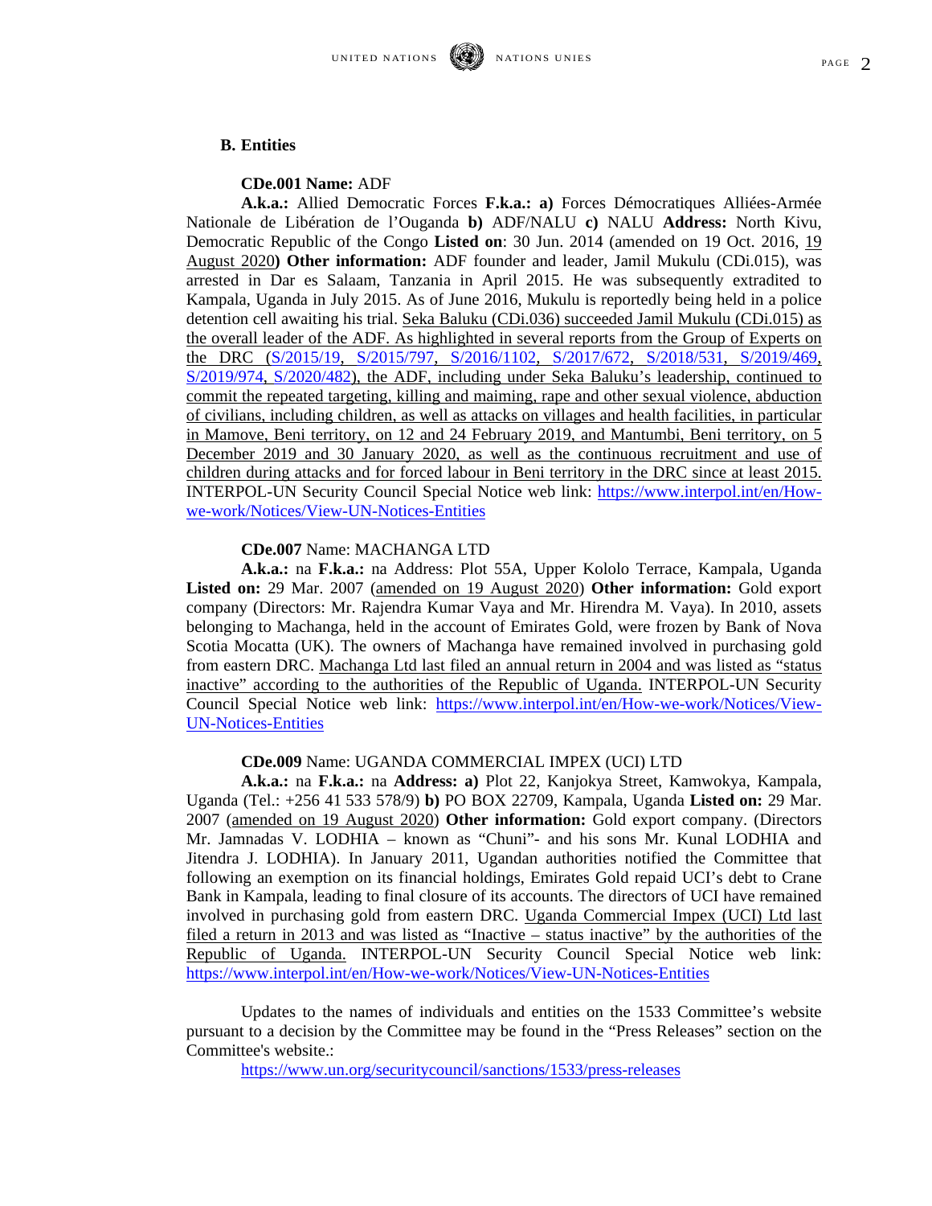## B. Entities

**CDe.001 Name:** ADF

**A.k.a.:** Allied Democratic Forces **F.k.a.: a)** Forces Démocratiques Alliées-Armée Nationale de Libération de l'Ouganda **b)** ADF/NALU **c)** NALU **Address:** North Kivu, Democratic Republic of the Congo **Listed on**: 30 Jun. 2014 (amended on 19 Oct. 2016, 19 August 2020**) Other information:** ADF founder and leader, Jamil Mukulu (CDi.015), was arrested in Dar es Salaam, Tanzania in April 2015. He was subsequently extradited to Kampala, Uganda in July 2015. As of June 2016, Mukulu is reportedly being held in a police detention cell awaiting his trial. Seka Baluku (CDi.036) succeeded Jamil Mukulu (CDi.015) as the overall leader of the ADF. As highlighted in several reports from the Group of Experts on the DRC (S/2015/19, S/2015/797, S/2016/1102, S/2017/672, S/2018/531, S/2019/469, S/2019/974, S/2020/482), the ADF, including under Seka Baluku's leadership, continued to commit the repeated targeting, killing and maiming, rape and other sexual violence, abduction of civilians, including children, as well as attacks on villages and health facilities, in particular in Mamove, Beni territory, on 12 and 24 February 2019, and Mantumbi, Beni territory, on 5 December 2019 and 30 January 2020, as well as the continuous recruitment and use of children during attacks and for forced labour in Beni territory in the DRC since at least 2015. INTERPOL-UN Security Council Special Notice web link: https://www.interpol.int/en/How-we-work/Notices/View-UN-Notices-Entities

**CDe.007** Name: MACHANGA LTD

**A.k.a.:** na **F.k.a.:** na Address: Plot 55A, Upper Kololo Terrace, Kampala, Uganda **Listed on:** 29 Mar. 2007 (amended on 19 August 2020) **Other information:** Gold export company (Directors: Mr. Rajendra Kumar Vaya and Mr. Hirendra M. Vaya). In 2010, assets belonging to Machanga, held in the account of Emirates Gold, were frozen by Bank of Nova Scotia Mocatta (UK). The owners of Machanga have remained involved in purchasing gold from eastern DRC. Machanga Ltd last filed an annual return in 2004 and was listed as "status inactive" according to the authorities of the Republic of Uganda. INTERPOL-UN Security Council Special Notice web link: https://www.interpol.int/en/How-we-work/Notices/View-UN-Notices-Entities

**CDe.009** Name: UGANDA COMMERCIAL IMPEX (UCI) LTD

**A.k.a.:** na **F.k.a.:** na **Address: a)** Plot 22, Kanjokya Street, Kamwokya, Kampala, Uganda (Tel.: +256 41 533 578/9) **b)** PO BOX 22709, Kampala, Uganda **Listed on:** 29 Mar. 2007 (amended on 19 August 2020) **Other information:** Gold export company. (Directors Mr. Jamnadas V. LODHIA – known as "Chuni"- and his sons Mr. Kunal LODHIA and Jitendra J. LODHIA). In January 2011, Ugandan authorities notified the Committee that following an exemption on its financial holdings, Emirates Gold repaid UCI's debt to Crane Bank in Kampala, leading to final closure of its accounts. The directors of UCI have remained involved in purchasing gold from eastern DRC. Uganda Commercial Impex (UCI) Ltd last filed a return in 2013 and was listed as "Inactive – status inactive" by the authorities of the Republic of Uganda. INTERPOL-UN Security Council Special Notice web link: https://www.interpol.int/en/How-we-work/Notices/View-UN-Notices-Entities

Updates to the names of individuals and entities on the 1533 Committee's website pursuant to a decision by the Committee may be found in the "Press Releases" section on the Committee's website.:

https://www.un.org/securitycouncil/sanctions/1533/press-releases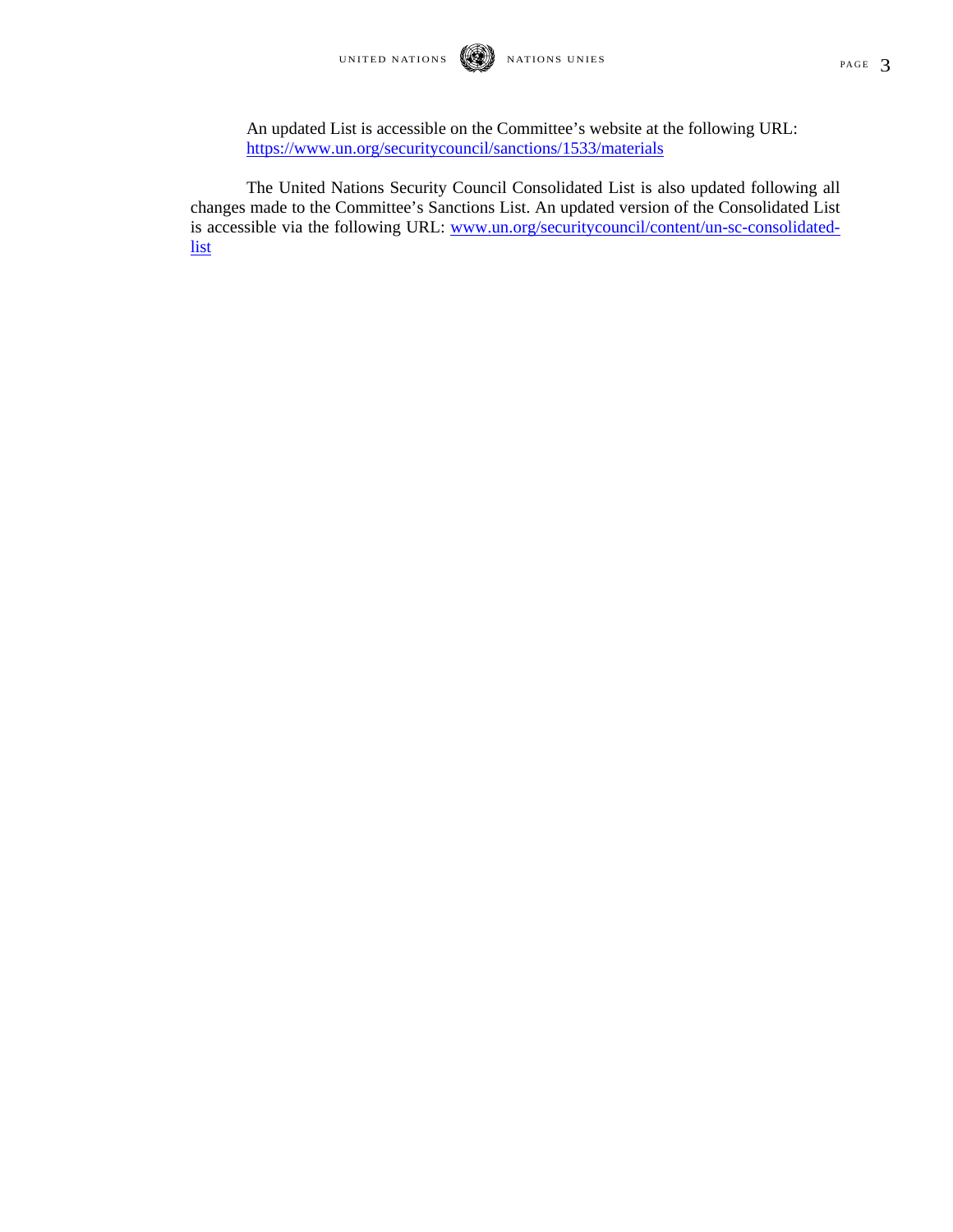An updated List is accessible on the Committee's website at the following URL: https://www.un.org/securitycouncil/sanctions/1533/materials

The United Nations Security Council Consolidated List is also updated following all changes made to the Committee's Sanctions List. An updated version of the Consolidated List is accessible via the following URL: www.un.org/securitycouncil/content/un-sc-consolidated-list